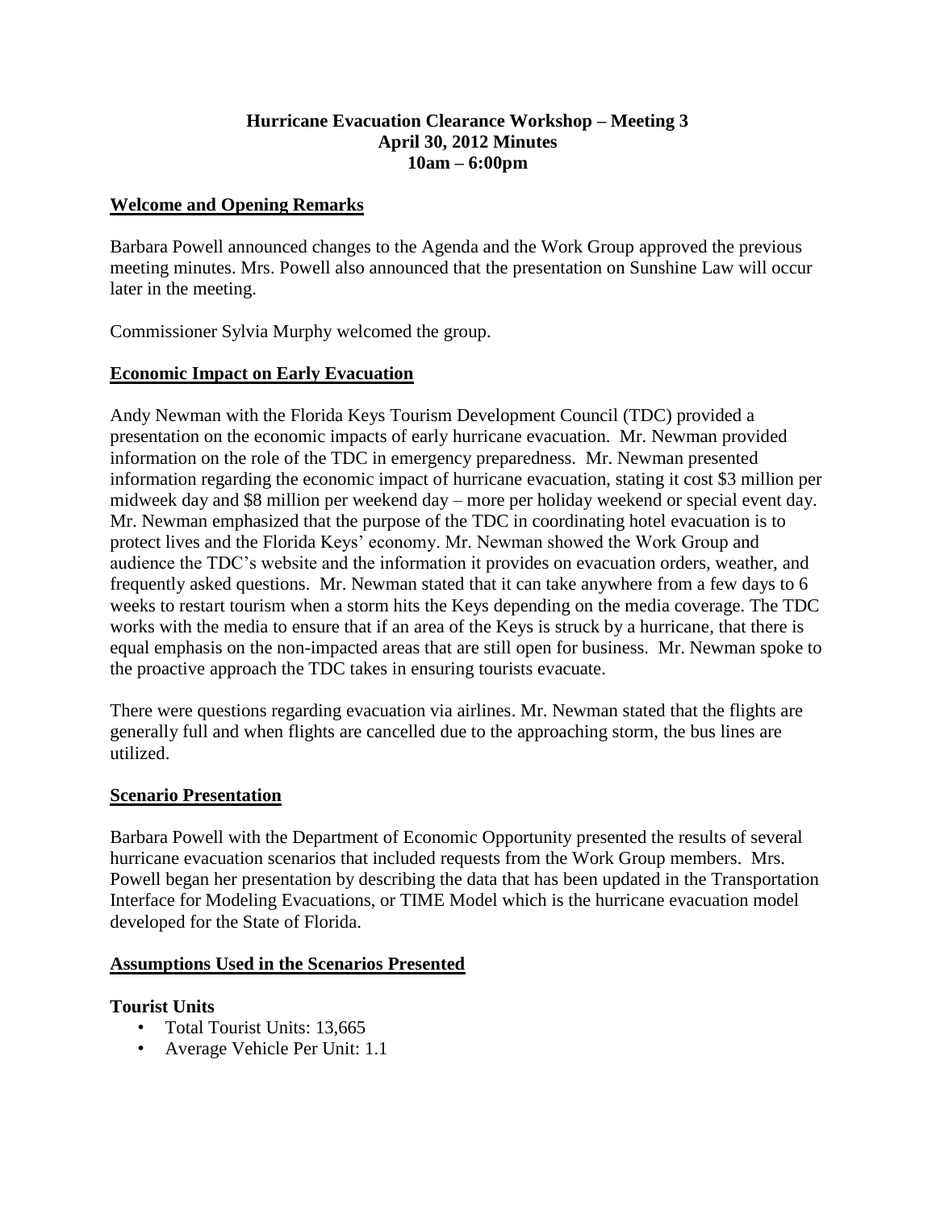# Hurricane Evacuation Clearance Workshop – Meeting 3
## April 30, 2012 Minutes
## 10am – 6:00pm

## Welcome and Opening Remarks

Barbara Powell announced changes to the Agenda and the Work Group approved the previous meeting minutes. Mrs. Powell also announced that the presentation on Sunshine Law will occur later in the meeting.

Commissioner Sylvia Murphy welcomed the group.

## Economic Impact on Early Evacuation

Andy Newman with the Florida Keys Tourism Development Council (TDC) provided a presentation on the economic impacts of early hurricane evacuation. Mr. Newman provided information on the role of the TDC in emergency preparedness. Mr. Newman presented information regarding the economic impact of hurricane evacuation, stating it cost \$3 million per midweek day and \$8 million per weekend day – more per holiday weekend or special event day. Mr. Newman emphasized that the purpose of the TDC in coordinating hotel evacuation is to protect lives and the Florida Keys' economy. Mr. Newman showed the Work Group and audience the TDC's website and the information it provides on evacuation orders, weather, and frequently asked questions. Mr. Newman stated that it can take anywhere from a few days to 6 weeks to restart tourism when a storm hits the Keys depending on the media coverage. The TDC works with the media to ensure that if an area of the Keys is struck by a hurricane, that there is equal emphasis on the non-impacted areas that are still open for business. Mr. Newman spoke to the proactive approach the TDC takes in ensuring tourists evacuate.

There were questions regarding evacuation via airlines. Mr. Newman stated that the flights are generally full and when flights are cancelled due to the approaching storm, the bus lines are utilized.

## Scenario Presentation

Barbara Powell with the Department of Economic Opportunity presented the results of several hurricane evacuation scenarios that included requests from the Work Group members. Mrs. Powell began her presentation by describing the data that has been updated in the Transportation Interface for Modeling Evacuations, or TIME Model which is the hurricane evacuation model developed for the State of Florida.

## Assumptions Used in the Scenarios Presented

### Tourist Units

- Total Tourist Units: 13,665
- Average Vehicle Per Unit: 1.1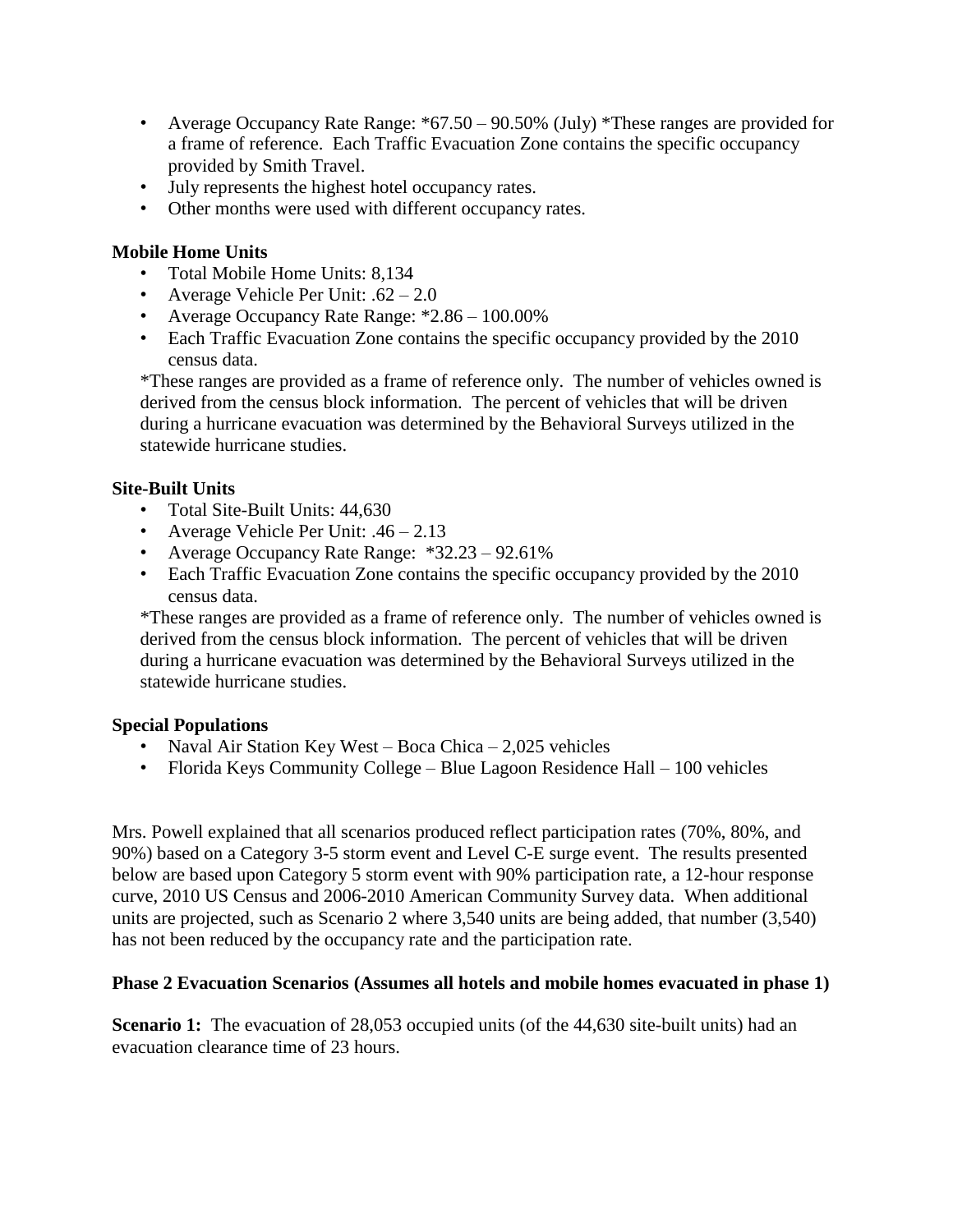- Average Occupancy Rate Range: *67.50 – 90.50% (July) *These ranges are provided for a frame of reference. Each Traffic Evacuation Zone contains the specific occupancy provided by Smith Travel.
- July represents the highest hotel occupancy rates.
- Other months were used with different occupancy rates.

**Mobile Home Units**

- Total Mobile Home Units: 8,134
- Average Vehicle Per Unit: .62 – 2.0
- Average Occupancy Rate Range: *2.86 – 100.00%
- Each Traffic Evacuation Zone contains the specific occupancy provided by the 2010 census data.

*These ranges are provided as a frame of reference only. The number of vehicles owned is derived from the census block information. The percent of vehicles that will be driven during a hurricane evacuation was determined by the Behavioral Surveys utilized in the statewide hurricane studies.

**Site-Built Units**

- Total Site-Built Units: 44,630
- Average Vehicle Per Unit: .46 – 2.13
- Average Occupancy Rate Range: *32.23 – 92.61%
- Each Traffic Evacuation Zone contains the specific occupancy provided by the 2010 census data.

*These ranges are provided as a frame of reference only. The number of vehicles owned is derived from the census block information. The percent of vehicles that will be driven during a hurricane evacuation was determined by the Behavioral Surveys utilized in the statewide hurricane studies.

**Special Populations**

- Naval Air Station Key West – Boca Chica – 2,025 vehicles
- Florida Keys Community College – Blue Lagoon Residence Hall – 100 vehicles

Mrs. Powell explained that all scenarios produced reflect participation rates (70%, 80%, and 90%) based on a Category 3-5 storm event and Level C-E surge event. The results presented below are based upon Category 5 storm event with 90% participation rate, a 12-hour response curve, 2010 US Census and 2006-2010 American Community Survey data. When additional units are projected, such as Scenario 2 where 3,540 units are being added, that number (3,540) has not been reduced by the occupancy rate and the participation rate.

**Phase 2 Evacuation Scenarios (Assumes all hotels and mobile homes evacuated in phase 1)**

**Scenario 1:** The evacuation of 28,053 occupied units (of the 44,630 site-built units) had an evacuation clearance time of 23 hours.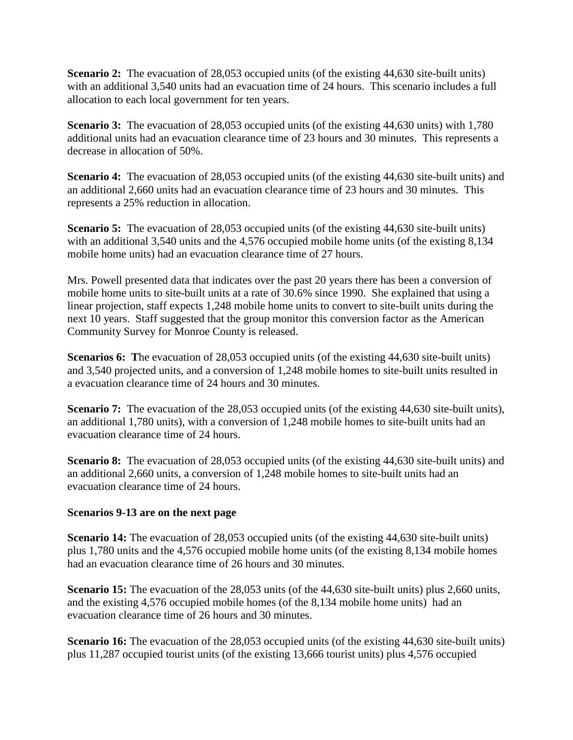**Scenario 2:** The evacuation of 28,053 occupied units (of the existing 44,630 site-built units) with an additional 3,540 units had an evacuation time of 24 hours. This scenario includes a full allocation to each local government for ten years.

**Scenario 3:** The evacuation of 28,053 occupied units (of the existing 44,630 units) with 1,780 additional units had an evacuation clearance time of 23 hours and 30 minutes. This represents a decrease in allocation of 50%.

**Scenario 4:** The evacuation of 28,053 occupied units (of the existing 44,630 site-built units) and an additional 2,660 units had an evacuation clearance time of 23 hours and 30 minutes. This represents a 25% reduction in allocation.

**Scenario 5:** The evacuation of 28,053 occupied units (of the existing 44,630 site-built units) with an additional 3,540 units and the 4,576 occupied mobile home units (of the existing 8,134 mobile home units) had an evacuation clearance time of 27 hours.

Mrs. Powell presented data that indicates over the past 20 years there has been a conversion of mobile home units to site-built units at a rate of 30.6% since 1990. She explained that using a linear projection, staff expects 1,248 mobile home units to convert to site-built units during the next 10 years. Staff suggested that the group monitor this conversion factor as the American Community Survey for Monroe County is released.

**Scenarios 6: T**he evacuation of 28,053 occupied units (of the existing 44,630 site-built units) and 3,540 projected units, and a conversion of 1,248 mobile homes to site-built units resulted in a evacuation clearance time of 24 hours and 30 minutes.

**Scenario 7:** The evacuation of the 28,053 occupied units (of the existing 44,630 site-built units), an additional 1,780 units), with a conversion of 1,248 mobile homes to site-built units had an evacuation clearance time of 24 hours.

**Scenario 8:** The evacuation of 28,053 occupied units (of the existing 44,630 site-built units) and an additional 2,660 units, a conversion of 1,248 mobile homes to site-built units had an evacuation clearance time of 24 hours.

**Scenarios 9-13 are on the next page**

**Scenario 14:** The evacuation of 28,053 occupied units (of the existing 44,630 site-built units) plus 1,780 units and the 4,576 occupied mobile home units (of the existing 8,134 mobile homes had an evacuation clearance time of 26 hours and 30 minutes.

**Scenario 15:** The evacuation of the 28,053 units (of the 44,630 site-built units) plus 2,660 units, and the existing 4,576 occupied mobile homes (of the 8,134 mobile home units) had an evacuation clearance time of 26 hours and 30 minutes.

**Scenario 16:** The evacuation of the 28,053 occupied units (of the existing 44,630 site-built units) plus 11,287 occupied tourist units (of the existing 13,666 tourist units) plus 4,576 occupied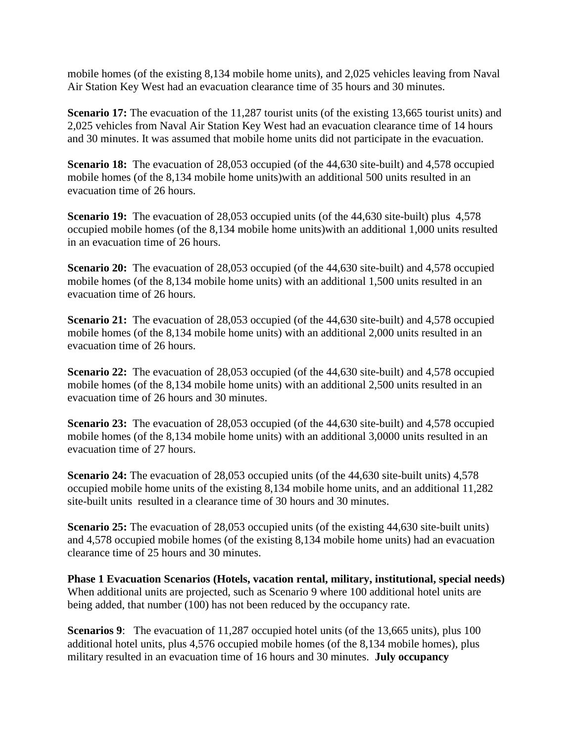mobile homes (of the existing 8,134 mobile home units), and 2,025 vehicles leaving from Naval Air Station Key West had an evacuation clearance time of 35 hours and 30 minutes.

**Scenario 17:** The evacuation of the 11,287 tourist units (of the existing 13,665 tourist units) and 2,025 vehicles from Naval Air Station Key West had an evacuation clearance time of 14 hours and 30 minutes. It was assumed that mobile home units did not participate in the evacuation.

**Scenario 18:** The evacuation of 28,053 occupied (of the 44,630 site-built) and 4,578 occupied mobile homes (of the 8,134 mobile home units)with an additional 500 units resulted in an evacuation time of 26 hours.

**Scenario 19:** The evacuation of 28,053 occupied units (of the 44,630 site-built) plus 4,578 occupied mobile homes (of the 8,134 mobile home units)with an additional 1,000 units resulted in an evacuation time of 26 hours.

**Scenario 20:** The evacuation of 28,053 occupied (of the 44,630 site-built) and 4,578 occupied mobile homes (of the 8,134 mobile home units) with an additional 1,500 units resulted in an evacuation time of 26 hours.

**Scenario 21:** The evacuation of 28,053 occupied (of the 44,630 site-built) and 4,578 occupied mobile homes (of the 8,134 mobile home units) with an additional 2,000 units resulted in an evacuation time of 26 hours.

**Scenario 22:** The evacuation of 28,053 occupied (of the 44,630 site-built) and 4,578 occupied mobile homes (of the 8,134 mobile home units) with an additional 2,500 units resulted in an evacuation time of 26 hours and 30 minutes.

**Scenario 23:** The evacuation of 28,053 occupied (of the 44,630 site-built) and 4,578 occupied mobile homes (of the 8,134 mobile home units) with an additional 3,0000 units resulted in an evacuation time of 27 hours.

**Scenario 24:** The evacuation of 28,053 occupied units (of the 44,630 site-built units) 4,578 occupied mobile home units of the existing 8,134 mobile home units, and an additional 11,282 site-built units resulted in a clearance time of 30 hours and 30 minutes.

**Scenario 25:** The evacuation of 28,053 occupied units (of the existing 44,630 site-built units) and 4,578 occupied mobile homes (of the existing 8,134 mobile home units) had an evacuation clearance time of 25 hours and 30 minutes.

**Phase 1 Evacuation Scenarios (Hotels, vacation rental, military, institutional, special needs)**
When additional units are projected, such as Scenario 9 where 100 additional hotel units are being added, that number (100) has not been reduced by the occupancy rate.

**Scenarios 9**: The evacuation of 11,287 occupied hotel units (of the 13,665 units), plus 100 additional hotel units, plus 4,576 occupied mobile homes (of the 8,134 mobile homes), plus military resulted in an evacuation time of 16 hours and 30 minutes. **July occupancy**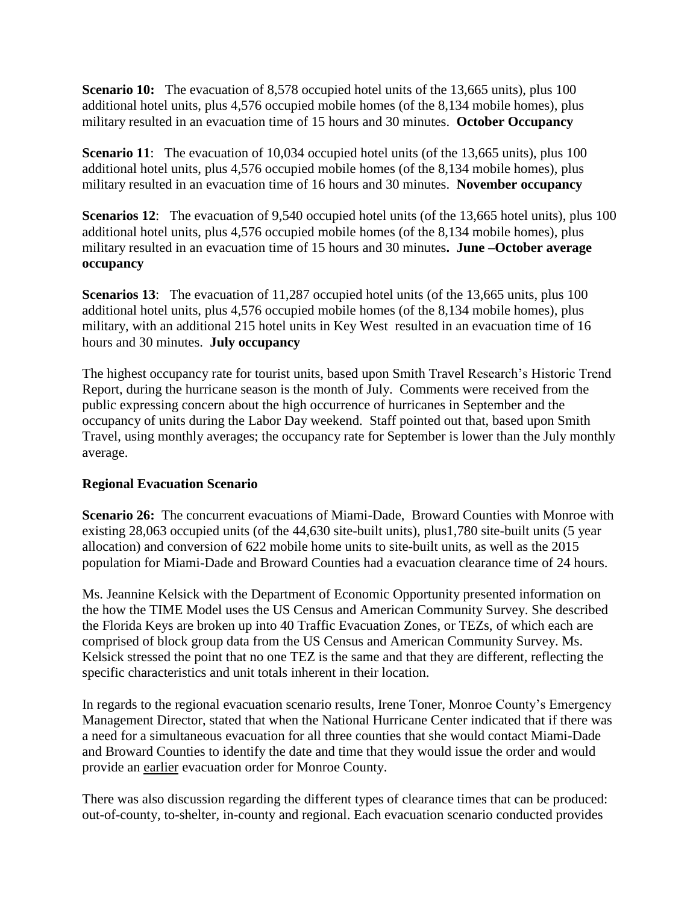**Scenario 10:** The evacuation of 8,578 occupied hotel units of the 13,665 units), plus 100 additional hotel units, plus 4,576 occupied mobile homes (of the 8,134 mobile homes), plus military resulted in an evacuation time of 15 hours and 30 minutes. **October Occupancy**

**Scenario 11**: The evacuation of 10,034 occupied hotel units (of the 13,665 units), plus 100 additional hotel units, plus 4,576 occupied mobile homes (of the 8,134 mobile homes), plus military resulted in an evacuation time of 16 hours and 30 minutes. **November occupancy**

**Scenarios 12**: The evacuation of 9,540 occupied hotel units (of the 13,665 hotel units), plus 100 additional hotel units, plus 4,576 occupied mobile homes (of the 8,134 mobile homes), plus military resulted in an evacuation time of 15 hours and 30 minutes**. June –October average occupancy**

**Scenarios 13**: The evacuation of 11,287 occupied hotel units (of the 13,665 units, plus 100 additional hotel units, plus 4,576 occupied mobile homes (of the 8,134 mobile homes), plus military, with an additional 215 hotel units in Key West resulted in an evacuation time of 16 hours and 30 minutes. **July occupancy**

The highest occupancy rate for tourist units, based upon Smith Travel Research's Historic Trend Report, during the hurricane season is the month of July. Comments were received from the public expressing concern about the high occurrence of hurricanes in September and the occupancy of units during the Labor Day weekend. Staff pointed out that, based upon Smith Travel, using monthly averages; the occupancy rate for September is lower than the July monthly average.

**Regional Evacuation Scenario**

**Scenario 26:** The concurrent evacuations of Miami-Dade, Broward Counties with Monroe with existing 28,063 occupied units (of the 44,630 site-built units), plus1,780 site-built units (5 year allocation) and conversion of 622 mobile home units to site-built units, as well as the 2015 population for Miami-Dade and Broward Counties had a evacuation clearance time of 24 hours.

Ms. Jeannine Kelsick with the Department of Economic Opportunity presented information on the how the TIME Model uses the US Census and American Community Survey. She described the Florida Keys are broken up into 40 Traffic Evacuation Zones, or TEZs, of which each are comprised of block group data from the US Census and American Community Survey. Ms. Kelsick stressed the point that no one TEZ is the same and that they are different, reflecting the specific characteristics and unit totals inherent in their location.

In regards to the regional evacuation scenario results, Irene Toner, Monroe County's Emergency Management Director, stated that when the National Hurricane Center indicated that if there was a need for a simultaneous evacuation for all three counties that she would contact Miami-Dade and Broward Counties to identify the date and time that they would issue the order and would provide an earlier evacuation order for Monroe County.

There was also discussion regarding the different types of clearance times that can be produced: out-of-county, to-shelter, in-county and regional. Each evacuation scenario conducted provides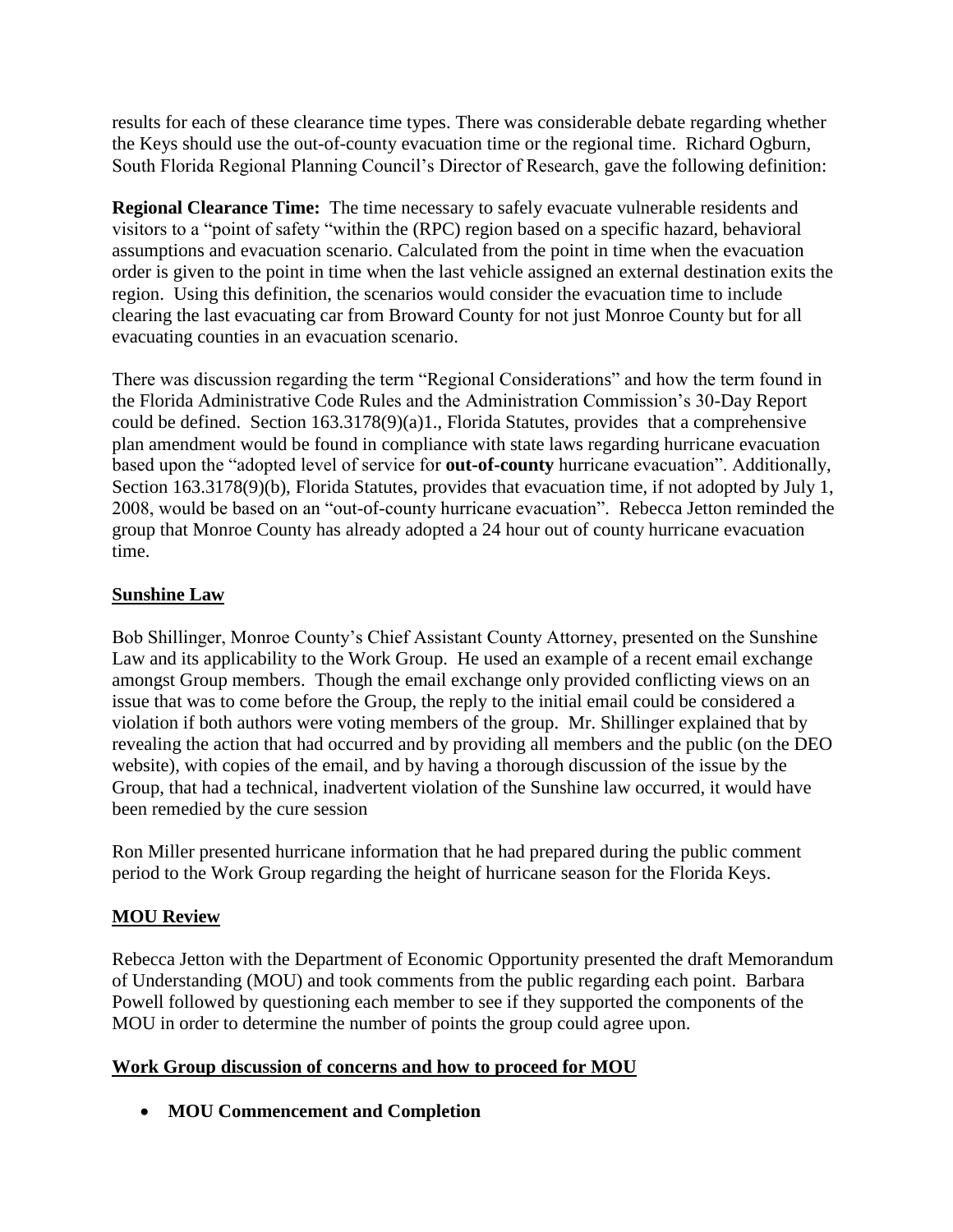results for each of these clearance time types. There was considerable debate regarding whether the Keys should use the out-of-county evacuation time or the regional time. Richard Ogburn, South Florida Regional Planning Council's Director of Research, gave the following definition:

**Regional Clearance Time:** The time necessary to safely evacuate vulnerable residents and visitors to a "point of safety "within the (RPC) region based on a specific hazard, behavioral assumptions and evacuation scenario. Calculated from the point in time when the evacuation order is given to the point in time when the last vehicle assigned an external destination exits the region. Using this definition, the scenarios would consider the evacuation time to include clearing the last evacuating car from Broward County for not just Monroe County but for all evacuating counties in an evacuation scenario.

There was discussion regarding the term "Regional Considerations" and how the term found in the Florida Administrative Code Rules and the Administration Commission's 30-Day Report could be defined. Section 163.3178(9)(a)1., Florida Statutes, provides that a comprehensive plan amendment would be found in compliance with state laws regarding hurricane evacuation based upon the "adopted level of service for **out-of-county** hurricane evacuation". Additionally, Section 163.3178(9)(b), Florida Statutes, provides that evacuation time, if not adopted by July 1, 2008, would be based on an "out-of-county hurricane evacuation". Rebecca Jetton reminded the group that Monroe County has already adopted a 24 hour out of county hurricane evacuation time.

## Sunshine Law

Bob Shillinger, Monroe County's Chief Assistant County Attorney, presented on the Sunshine Law and its applicability to the Work Group. He used an example of a recent email exchange amongst Group members. Though the email exchange only provided conflicting views on an issue that was to come before the Group, the reply to the initial email could be considered a violation if both authors were voting members of the group. Mr. Shillinger explained that by revealing the action that had occurred and by providing all members and the public (on the DEO website), with copies of the email, and by having a thorough discussion of the issue by the Group, that had a technical, inadvertent violation of the Sunshine law occurred, it would have been remedied by the cure session

Ron Miller presented hurricane information that he had prepared during the public comment period to the Work Group regarding the height of hurricane season for the Florida Keys.

## MOU Review

Rebecca Jetton with the Department of Economic Opportunity presented the draft Memorandum of Understanding (MOU) and took comments from the public regarding each point. Barbara Powell followed by questioning each member to see if they supported the components of the MOU in order to determine the number of points the group could agree upon.

## Work Group discussion of concerns and how to proceed for MOU

- **MOU Commencement and Completion**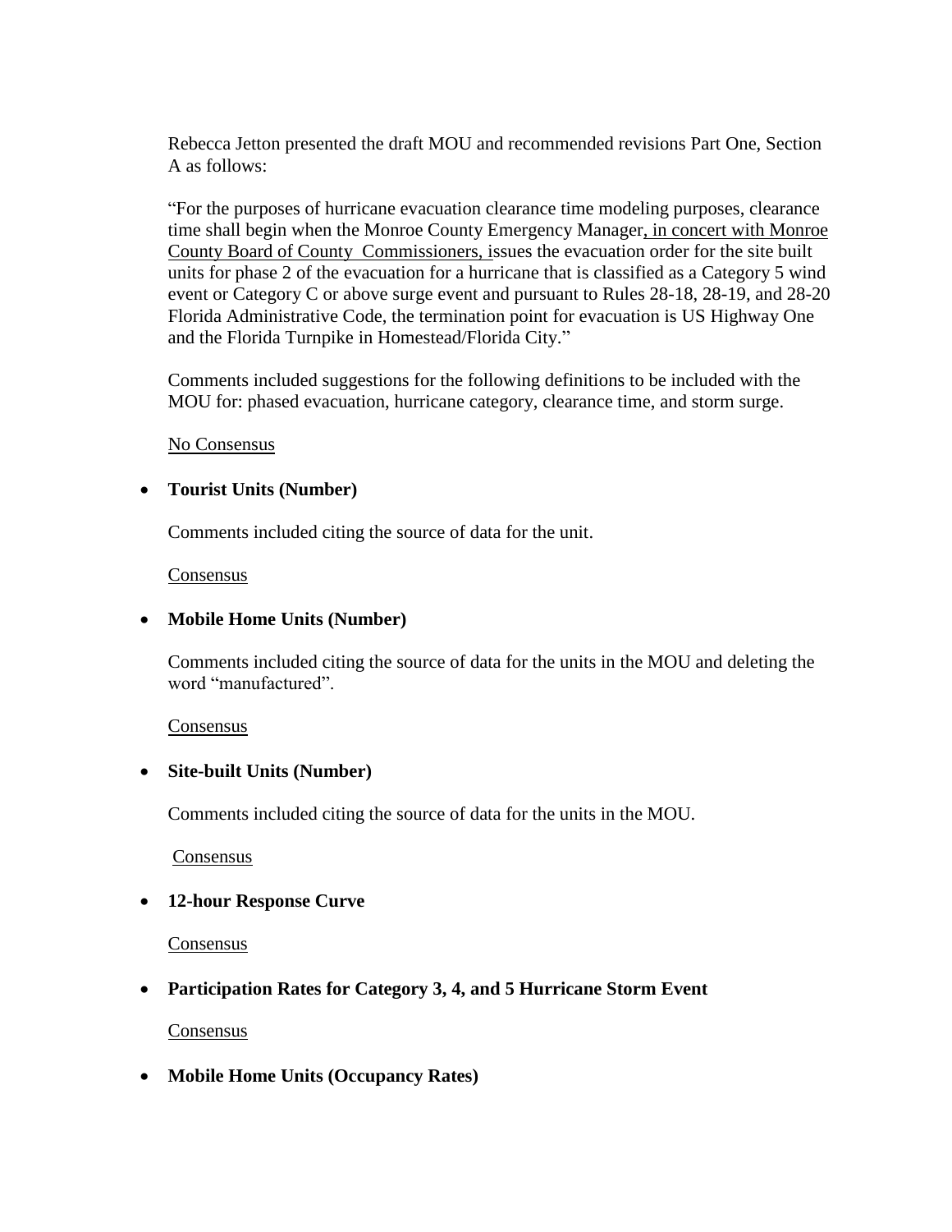Rebecca Jetton presented the draft MOU and recommended revisions Part One, Section A as follows:

"For the purposes of hurricane evacuation clearance time modeling purposes, clearance time shall begin when the Monroe County Emergency Manager<u>, in concert with Monroe County Board of County Commissioners, i</u>ssues the evacuation order for the site built units for phase 2 of the evacuation for a hurricane that is classified as a Category 5 wind event or Category C or above surge event and pursuant to Rules 28-18, 28-19, and 28-20 Florida Administrative Code, the termination point for evacuation is US Highway One and the Florida Turnpike in Homestead/Florida City."

Comments included suggestions for the following definitions to be included with the MOU for: phased evacuation, hurricane category, clearance time, and storm surge.

<u>No Consensus</u>

- **Tourist Units (Number)**

  Comments included citing the source of data for the unit.

  <u>Consensus</u>

- **Mobile Home Units (Number)**

  Comments included citing the source of data for the units in the MOU and deleting the word "manufactured".

  <u>Consensus</u>

- **Site-built Units (Number)**

  Comments included citing the source of data for the units in the MOU.

  <u>Consensus</u>

- **12-hour Response Curve**

  <u>Consensus</u>

- **Participation Rates for Category 3, 4, and 5 Hurricane Storm Event**

  <u>Consensus</u>

- **Mobile Home Units (Occupancy Rates)**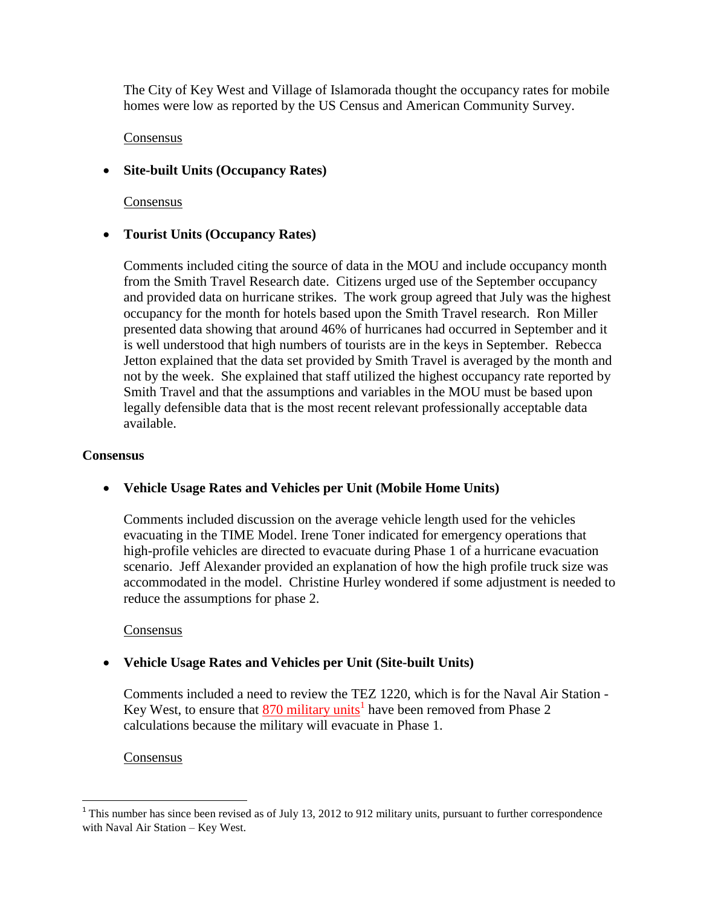The City of Key West and Village of Islamorada thought the occupancy rates for mobile homes were low as reported by the US Census and American Community Survey.

Consensus

- **Site-built Units (Occupancy Rates)**

  Consensus

- **Tourist Units (Occupancy Rates)**

  Comments included citing the source of data in the MOU and include occupancy month from the Smith Travel Research date. Citizens urged use of the September occupancy and provided data on hurricane strikes. The work group agreed that July was the highest occupancy for the month for hotels based upon the Smith Travel research. Ron Miller presented data showing that around 46% of hurricanes had occurred in September and it is well understood that high numbers of tourists are in the keys in September. Rebecca Jetton explained that the data set provided by Smith Travel is averaged by the month and not by the week. She explained that staff utilized the highest occupancy rate reported by Smith Travel and that the assumptions and variables in the MOU must be based upon legally defensible data that is the most recent relevant professionally acceptable data available.

**Consensus**

- **Vehicle Usage Rates and Vehicles per Unit (Mobile Home Units)**

  Comments included discussion on the average vehicle length used for the vehicles evacuating in the TIME Model. Irene Toner indicated for emergency operations that high-profile vehicles are directed to evacuate during Phase 1 of a hurricane evacuation scenario. Jeff Alexander provided an explanation of how the high profile truck size was accommodated in the model. Christine Hurley wondered if some adjustment is needed to reduce the assumptions for phase 2.

  Consensus

- **Vehicle Usage Rates and Vehicles per Unit (Site-built Units)**

  Comments included a need to review the TEZ 1220, which is for the Naval Air Station - Key West, to ensure that 870 military units[1] have been removed from Phase 2 calculations because the military will evacuate in Phase 1.

  Consensus

[1] This number has since been revised as of July 13, 2012 to 912 military units, pursuant to further correspondence with Naval Air Station – Key West.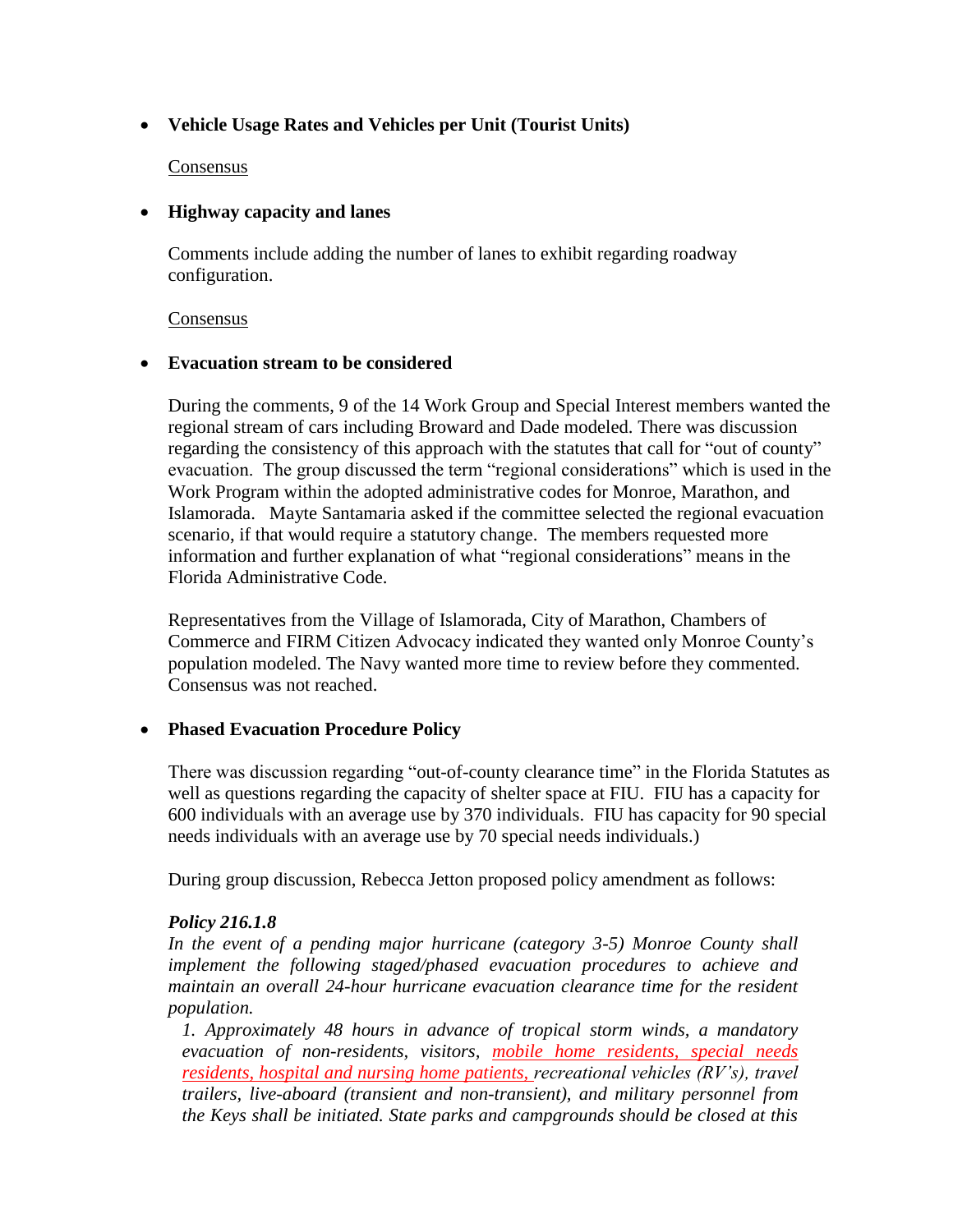- **Vehicle Usage Rates and Vehicles per Unit (Tourist Units)**

  <u>Consensus</u>

- **Highway capacity and lanes**

  Comments include adding the number of lanes to exhibit regarding roadway configuration.

  <u>Consensus</u>

- **Evacuation stream to be considered**

  During the comments, 9 of the 14 Work Group and Special Interest members wanted the regional stream of cars including Broward and Dade modeled. There was discussion regarding the consistency of this approach with the statutes that call for "out of county" evacuation. The group discussed the term "regional considerations" which is used in the Work Program within the adopted administrative codes for Monroe, Marathon, and Islamorada. Mayte Santamaria asked if the committee selected the regional evacuation scenario, if that would require a statutory change. The members requested more information and further explanation of what "regional considerations" means in the Florida Administrative Code.

  Representatives from the Village of Islamorada, City of Marathon, Chambers of Commerce and FIRM Citizen Advocacy indicated they wanted only Monroe County's population modeled. The Navy wanted more time to review before they commented. Consensus was not reached.

- **Phased Evacuation Procedure Policy**

  There was discussion regarding "out-of-county clearance time" in the Florida Statutes as well as questions regarding the capacity of shelter space at FIU. FIU has a capacity for 600 individuals with an average use by 370 individuals. FIU has capacity for 90 special needs individuals with an average use by 70 special needs individuals.)

  During group discussion, Rebecca Jetton proposed policy amendment as follows:

  ***Policy 216.1.8***
  *In the event of a pending major hurricane (category 3-5) Monroe County shall implement the following staged/phased evacuation procedures to achieve and maintain an overall 24-hour hurricane evacuation clearance time for the resident population.*

  *1. Approximately 48 hours in advance of tropical storm winds, a mandatory evacuation of non-residents, visitors, <u>mobile home residents, special needs residents, hospital and nursing home patients,</u> recreational vehicles (RV's), travel trailers, live-aboard (transient and non-transient), and military personnel from the Keys shall be initiated. State parks and campgrounds should be closed at this*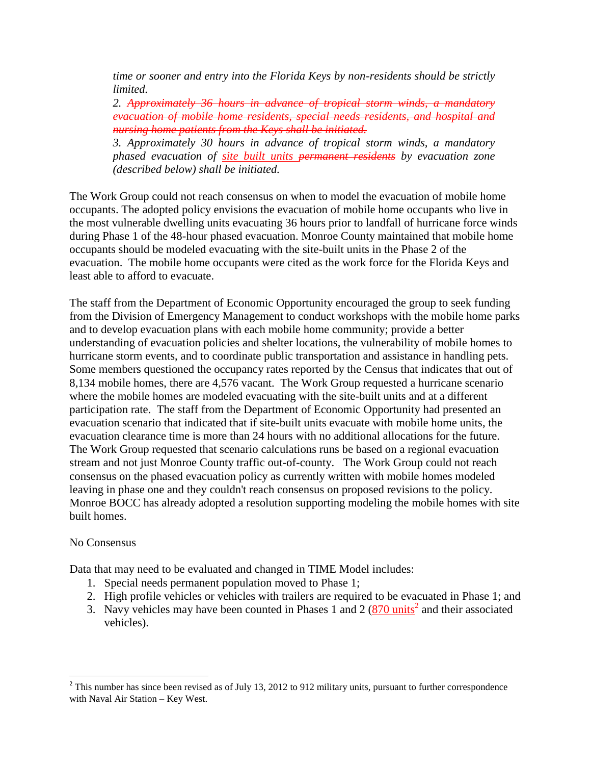*time or sooner and entry into the Florida Keys by non-residents should be strictly limited.*

*2. ~~Approximately 36 hours in advance of tropical storm winds, a mandatory evacuation of mobile home residents, special needs residents, and hospital and nursing home patients from the Keys shall be initiated.~~*

*3. Approximately 30 hours in advance of tropical storm winds, a mandatory phased evacuation of <u>site built units</u> ~~permanent residents~~ by evacuation zone (described below) shall be initiated.*

The Work Group could not reach consensus on when to model the evacuation of mobile home occupants. The adopted policy envisions the evacuation of mobile home occupants who live in the most vulnerable dwelling units evacuating 36 hours prior to landfall of hurricane force winds during Phase 1 of the 48-hour phased evacuation. Monroe County maintained that mobile home occupants should be modeled evacuating with the site-built units in the Phase 2 of the evacuation. The mobile home occupants were cited as the work force for the Florida Keys and least able to afford to evacuate.

The staff from the Department of Economic Opportunity encouraged the group to seek funding from the Division of Emergency Management to conduct workshops with the mobile home parks and to develop evacuation plans with each mobile home community; provide a better understanding of evacuation policies and shelter locations, the vulnerability of mobile homes to hurricane storm events, and to coordinate public transportation and assistance in handling pets. Some members questioned the occupancy rates reported by the Census that indicates that out of 8,134 mobile homes, there are 4,576 vacant. The Work Group requested a hurricane scenario where the mobile homes are modeled evacuating with the site-built units and at a different participation rate. The staff from the Department of Economic Opportunity had presented an evacuation scenario that indicated that if site-built units evacuate with mobile home units, the evacuation clearance time is more than 24 hours with no additional allocations for the future. The Work Group requested that scenario calculations runs be based on a regional evacuation stream and not just Monroe County traffic out-of-county. The Work Group could not reach consensus on the phased evacuation policy as currently written with mobile homes modeled leaving in phase one and they couldn't reach consensus on proposed revisions to the policy. Monroe BOCC has already adopted a resolution supporting modeling the mobile homes with site built homes.

No Consensus

Data that may need to be evaluated and changed in TIME Model includes:

1. Special needs permanent population moved to Phase 1;
2. High profile vehicles or vehicles with trailers are required to be evacuated in Phase 1; and
3. Navy vehicles may have been counted in Phases 1 and 2 (<u>870 units</u>[2] and their associated vehicles).

[2] This number has since been revised as of July 13, 2012 to 912 military units, pursuant to further correspondence with Naval Air Station – Key West.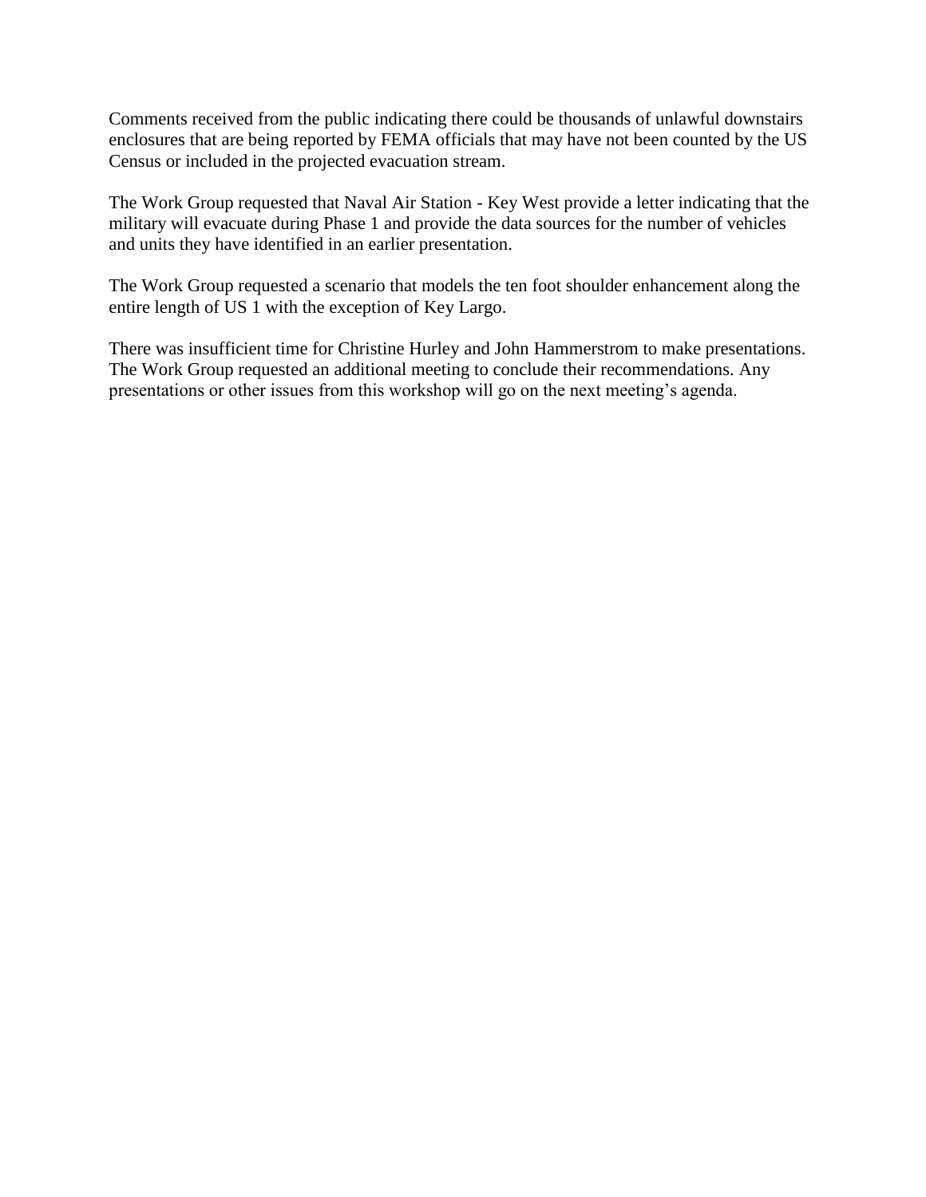Comments received from the public indicating there could be thousands of unlawful downstairs enclosures that are being reported by FEMA officials that may have not been counted by the US Census or included in the projected evacuation stream.

The Work Group requested that Naval Air Station - Key West provide a letter indicating that the military will evacuate during Phase 1 and provide the data sources for the number of vehicles and units they have identified in an earlier presentation.

The Work Group requested a scenario that models the ten foot shoulder enhancement along the entire length of US 1 with the exception of Key Largo.

There was insufficient time for Christine Hurley and John Hammerstrom to make presentations. The Work Group requested an additional meeting to conclude their recommendations. Any presentations or other issues from this workshop will go on the next meeting's agenda.